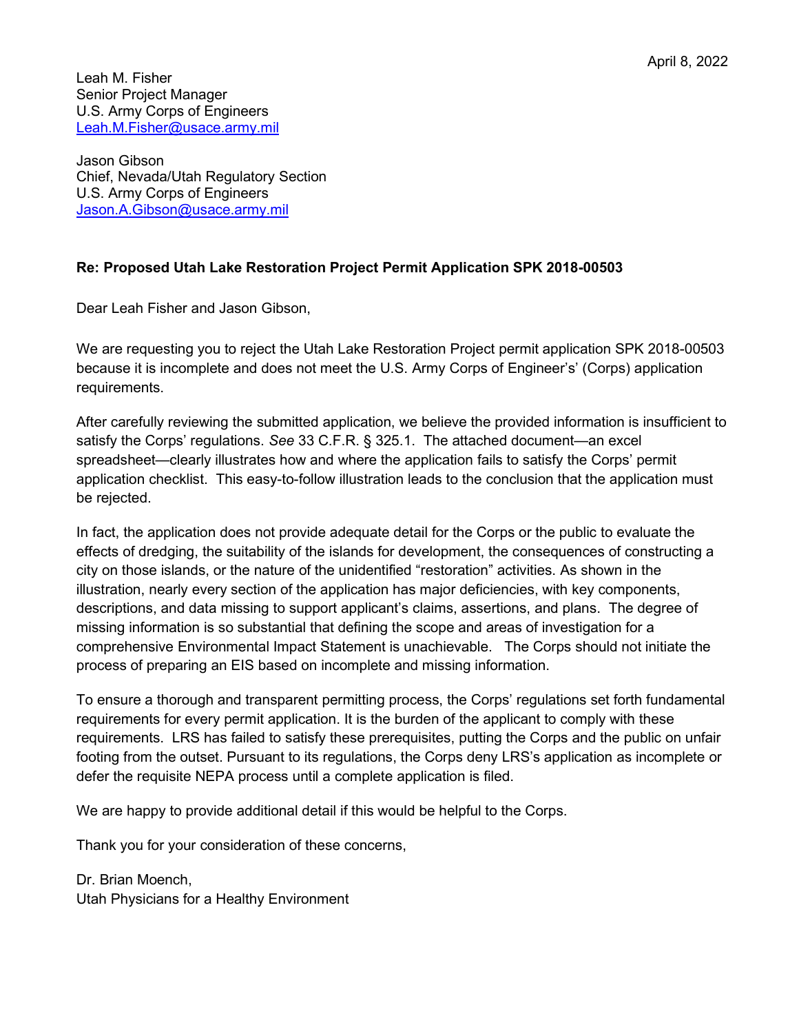April 8, 2022

Leah M. Fisher
Senior Project Manager
U.S. Army Corps of Engineers
Leah.M.Fisher@usace.army.mil

Jason Gibson
Chief, Nevada/Utah Regulatory Section
U.S. Army Corps of Engineers
Jason.A.Gibson@usace.army.mil

**Re: Proposed Utah Lake Restoration Project Permit Application SPK 2018-00503**

Dear Leah Fisher and Jason Gibson,

We are requesting you to reject the Utah Lake Restoration Project permit application SPK 2018-00503 because it is incomplete and does not meet the U.S. Army Corps of Engineer's' (Corps) application requirements.

After carefully reviewing the submitted application, we believe the provided information is insufficient to satisfy the Corps' regulations. *See* 33 C.F.R. § 325.1. The attached document—an excel spreadsheet—clearly illustrates how and where the application fails to satisfy the Corps' permit application checklist. This easy-to-follow illustration leads to the conclusion that the application must be rejected.

In fact, the application does not provide adequate detail for the Corps or the public to evaluate the effects of dredging, the suitability of the islands for development, the consequences of constructing a city on those islands, or the nature of the unidentified "restoration" activities. As shown in the illustration, nearly every section of the application has major deficiencies, with key components, descriptions, and data missing to support applicant's claims, assertions, and plans. The degree of missing information is so substantial that defining the scope and areas of investigation for a comprehensive Environmental Impact Statement is unachievable. The Corps should not initiate the process of preparing an EIS based on incomplete and missing information.

To ensure a thorough and transparent permitting process, the Corps' regulations set forth fundamental requirements for every permit application. It is the burden of the applicant to comply with these requirements. LRS has failed to satisfy these prerequisites, putting the Corps and the public on unfair footing from the outset. Pursuant to its regulations, the Corps deny LRS's application as incomplete or defer the requisite NEPA process until a complete application is filed.

We are happy to provide additional detail if this would be helpful to the Corps.

Thank you for your consideration of these concerns,

Dr. Brian Moench,
Utah Physicians for a Healthy Environment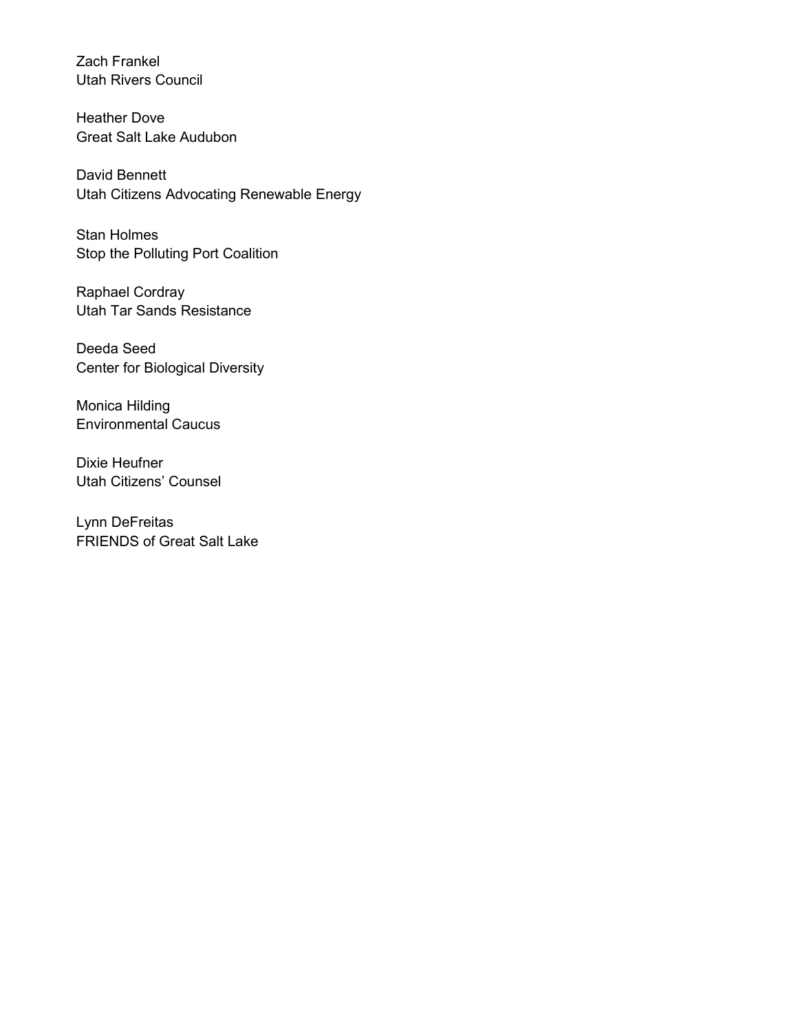Zach Frankel
Utah Rivers Council

Heather Dove
Great Salt Lake Audubon

David Bennett
Utah Citizens Advocating Renewable Energy

Stan Holmes
Stop the Polluting Port Coalition

Raphael Cordray
Utah Tar Sands Resistance

Deeda Seed
Center for Biological Diversity

Monica Hilding
Environmental Caucus

Dixie Heufner
Utah Citizens' Counsel

Lynn DeFreitas
FRIENDS of Great Salt Lake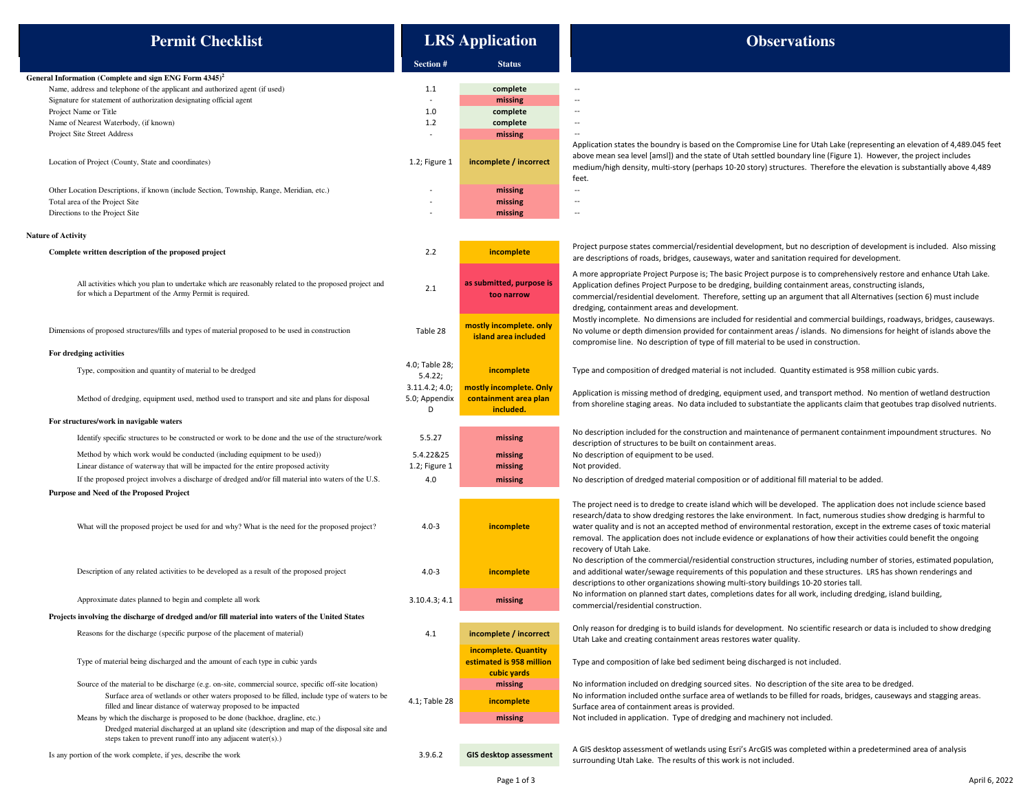| Permit Checklist | LRS Application Section # | LRS Application Status | Observations |
|---|---|---|---|
| **General Information (Complete and sign ENG Form 4345)[2]** | | | |
| Name, address and telephone of the applicant and authorized agent (if used) | 1.1 | complete | -- |
| Signature for statement of authorization designating official agent | - | missing | -- |
| Project Name or Title | 1.0 | complete | -- |
| Name of Nearest Waterbody, (if known) | 1.2 | complete | -- |
| Project Site Street Address | - | missing | -- |
| Location of Project (County, State and coordinates) | 1.2; Figure 1 | incomplete / incorrect | Application states the boundry is based on the Compromise Line for Utah Lake (representing an elevation of 4,489.045 feet above mean sea level [amsl]) and the state of Utah settled boundary line (Figure 1). However, the project includes medium/high density, multi-story (perhaps 10-20 story) structures. Therefore the elevation is substantially above 4,489 feet. |
| Other Location Descriptions, if known (include Section, Township, Range, Meridian, etc.) | - | missing | -- |
| Total area of the Project Site | - | missing | -- |
| Directions to the Project Site | - | missing | -- |
| **Nature of Activity** | | | |
| **Complete written description of the proposed project** | 2.2 | incomplete | Project purpose states commercial/residential development, but no description of development is included. Also missing are descriptions of roads, bridges, causeways, water and sanitation required for development. |
| All activities which you plan to undertake which are reasonably related to the proposed project and for which a Department of the Army Permit is required. | 2.1 | as submitted, purpose is too narrow | A more appropriate Project Purpose is; The basic Project purpose is to comprehensively restore and enhance Utah Lake. Application defines Project Purpose to be dredging, building containment areas, constructing islands, commercial/residential develoment. Therefore, setting up an argument that all Alternatives (section 6) must include dredging, containment areas and development. |
| Dimensions of proposed structures/fills and types of material proposed to be used in construction | Table 28 | mostly incomplete. only island area included | Mostly incomplete. No dimensions are included for residential and commercial buildings, roadways, bridges, causeways. No volume or depth dimension provided for containment areas / islands. No dimensions for height of islands above the compromise line. No description of type of fill material to be used in construction. |
| **For dredging activities** | | | |
| Type, composition and quantity of material to be dredged | 4.0; Table 28; 5.4.22; | incomplete | Type and composition of dredged material is not included. Quantity estimated is 958 million cubic yards. |
| Method of dredging, equipment used, method used to transport and site and plans for disposal | 3.11.4.2; 4.0; 5.0; Appendix D | mostly incomplete. Only containment area plan included. | Application is missing method of dredging, equipment used, and transport method. No mention of wetland destruction from shoreline staging areas. No data included to substantiate the applicants claim that geotubes trap disolved nutrients. |
| **For structures/work in navigable waters** | | | |
| Identify specific structures to be constructed or work to be done and the use of the structure/work | 5.5.27 | missing | No description included for the construction and maintenance of permanent containment impoundment structures. No description of structures to be built on containment areas. |
| Method by which work would be conducted (including equipment to be used)) | 5.4.22&25 | missing | No description of equipment to be used. |
| Linear distance of waterway that will be impacted for the entire proposed activity | 1.2; Figure 1 | missing | Not provided. |
| If the proposed project involves a discharge of dredged and/or fill material into waters of the U.S. | 4.0 | missing | No description of dredged material composition or of additional fill material to be added. |
| **Purpose and Need of the Proposed Project** | | | |
| What will the proposed project be used for and why? What is the need for the proposed project? | 4.0-3 | incomplete | The project need is to dredge to create island which will be developed. The application does not include science based research/data to show dredging restores the lake environment. In fact, numerous studies show dredging is harmful to water quality and is not an accepted method of environmental restoration, except in the extreme cases of toxic material removal. The application does not include evidence or explanations of how their activities could benefit the ongoing recovery of Utah Lake. |
| Description of any related activities to be developed as a result of the proposed project | 4.0-3 | incomplete | No description of the commercial/residential construction structures, including number of stories, estimated population, and additional water/sewage requirements of this population and these structures. LRS has shown renderings and descriptions to other organizations showing multi-story buildings 10-20 stories tall. |
| Approximate dates planned to begin and complete all work | 3.10.4.3; 4.1 | missing | No information on planned start dates, completions dates for all work, including dredging, island building, commercial/residential construction. |
| **Projects involving the discharge of dredged and/or fill material into waters of the United States** | | | |
| Reasons for the discharge (specific purpose of the placement of material) | 4.1 | incomplete / incorrect | Only reason for dredging is to build islands for development. No scientific research or data is included to show dredging Utah Lake and creating containment areas restores water quality. |
| Type of material being discharged and the amount of each type in cubic yards | | incomplete. Quantity estimated is 958 million cubic yards | Type and composition of lake bed sediment being discharged is not included. |
| Source of the material to be discharge (e.g. on-site, commercial source, specific off-site location) | | missing | No information included on dredging sourced sites. No description of the site area to be dredged. |
| Surface area of wetlands or other waters proposed to be filled, include type of waters to be filled and linear distance of waterway proposed to be impacted | 4.1; Table 28 | incomplete | No information included onthe surface area of wetlands to be filled for roads, bridges, causeways and stagging areas. Surface area of containment areas is provided. |
| Means by which the discharge is proposed to be done (backhoe, dragline, etc.) | | missing | Not included in application. Type of dredging and machinery not included. |
| Dredged material discharged at an upland site (description and map of the disposal site and steps taken to prevent runoff into any adjacent water(s).) | | | |
| Is any portion of the work complete, if yes, describe the work | 3.9.6.2 | GIS desktop assessment | A GIS desktop assessment of wetlands using Esri's ArcGIS was completed within a predetermined area of analysis surrounding Utah Lake. The results of this work is not included. |

April 6, 2022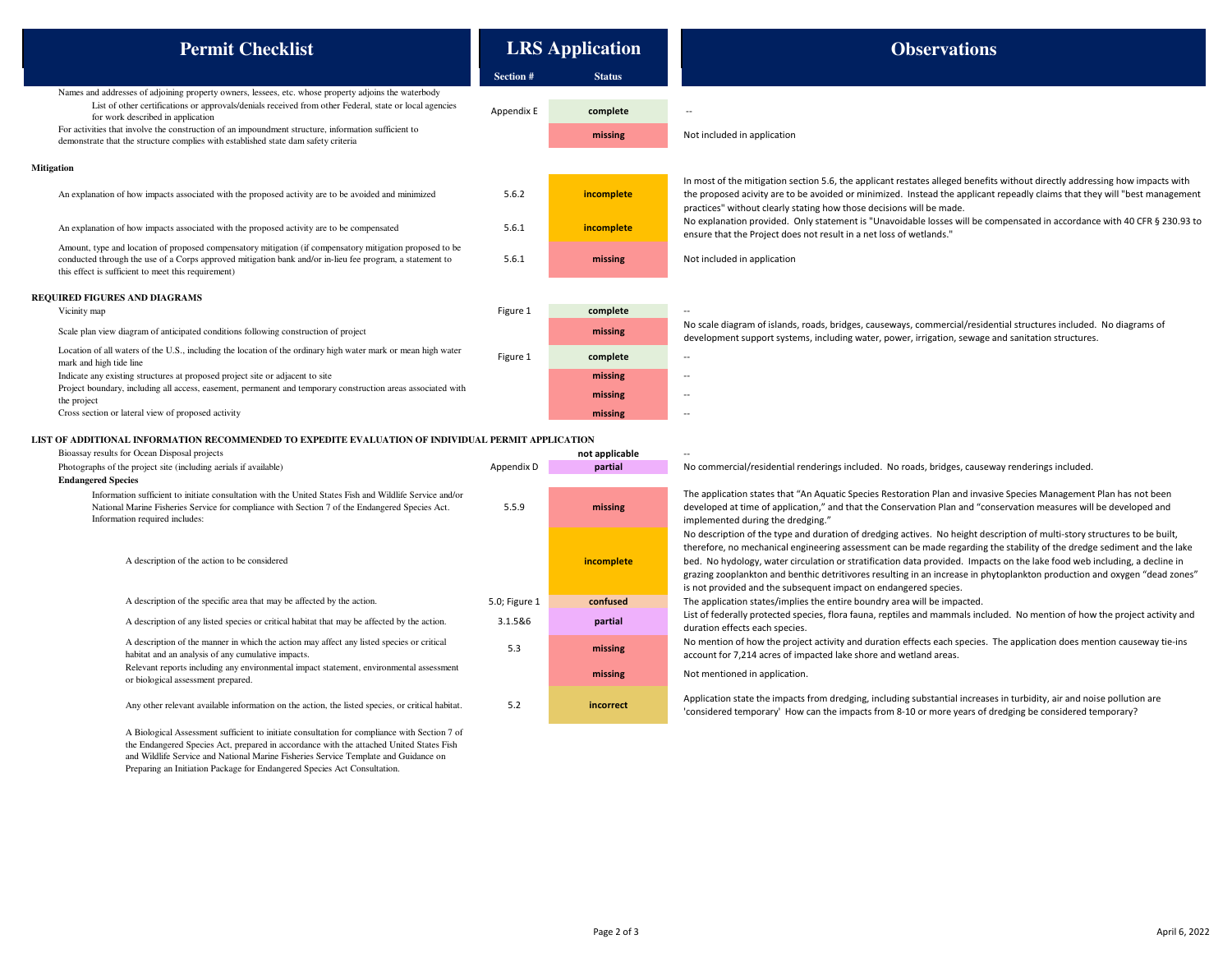| Permit Checklist | LRS Application Section # | LRS Application Status | Observations |
|---|---|---|---|
| Names and addresses of adjoining property owners, lessees, etc. whose property adjoins the waterbody | | | |
| List of other certifications or approvals/denials received from other Federal, state or local agencies for work described in application | Appendix E | complete | -- |
| For activities that involve the construction of an impoundment structure, information sufficient to demonstrate that the structure complies with established state dam safety criteria | | missing | Not included in application |
| **Mitigation** | | | |
| An explanation of how impacts associated with the proposed activity are to be avoided and minimized | 5.6.2 | incomplete | In most of the mitigation section 5.6, the applicant restates alleged benefits without directly addressing how impacts with the proposed acivity are to be avoided or minimized. Instead the applicant repeadly claims that they will "best management practices" without clearly stating how those decisions will be made. |
| An explanation of how impacts associated with the proposed activity are to be compensated | 5.6.1 | incomplete | No explanation provided. Only statement is "Unavoidable losses will be compensated in accordance with 40 CFR § 230.93 to ensure that the Project does not result in a net loss of wetlands." |
| Amount, type and location of proposed compensatory mitigation (if compensatory mitigation proposed to be conducted through the use of a Corps approved mitigation bank and/or in-lieu fee program, a statement to this effect is sufficient to meet this requirement) | 5.6.1 | missing | Not included in application |
| **REQUIRED FIGURES AND DIAGRAMS** | | | |
| Vicinity map | Figure 1 | complete | -- |
| Scale plan view diagram of anticipated conditions following construction of project | | missing | No scale diagram of islands, roads, bridges, causeways, commercial/residential structures included. No diagrams of development support systems, including water, power, irrigation, sewage and sanitation structures. |
| Location of all waters of the U.S., including the location of the ordinary high water mark or mean high water mark and high tide line | Figure 1 | complete | -- |
| Indicate any existing structures at proposed project site or adjacent to site | | missing | -- |
| Project boundary, including all access, easement, permanent and temporary construction areas associated with the project | | missing | -- |
| Cross section or lateral view of proposed activity | | missing | -- |
| **LIST OF ADDITIONAL INFORMATION RECOMMENDED TO EXPEDITE EVALUATION OF INDIVIDUAL PERMIT APPLICATION** | | | |
| Bioassay results for Ocean Disposal projects | | not applicable | -- |
| Photographs of the project site (including aerials if available) | Appendix D | partial | No commercial/residential renderings included. No roads, bridges, causeway renderings included. |
| **Endangered Species** | | | |
| Information sufficient to initiate consultation with the United States Fish and Wildlife Service and/or National Marine Fisheries Service for compliance with Section 7 of the Endangered Species Act. Information required includes: | 5.5.9 | missing | The application states that "An Aquatic Species Restoration Plan and invasive Species Management Plan has not been developed at time of application," and that the Conservation Plan and "conservation measures will be developed and implemented during the dredging." |
| A description of the action to be considered | | incomplete | No description of the type and duration of dredging actives. No height description of multi-story structures to be built, therefore, no mechanical engineering assessment can be made regarding the stability of the dredge sediment and the lake bed. No hydology, water circulation or stratification data provided. Impacts on the lake food web including, a decline in grazing zooplankton and benthic detritivores resulting in an increase in phytoplankton production and oxygen "dead zones" is not provided and the subsequent impact on endangered species. |
| A description of the specific area that may be affected by the action. | 5.0; Figure 1 | confused | The application states/implies the entire boundry area will be impacted. |
| A description of any listed species or critical habitat that may be affected by the action. | 3.1.5&6 | partial | List of federally protected species, flora fauna, reptiles and mammals included. No mention of how the project activity and duration effects each species. |
| A description of the manner in which the action may affect any listed species or critical habitat and an analysis of any cumulative impacts. | 5.3 | missing | No mention of how the project activity and duration effects each species. The application does mention causeway tie-ins account for 7,214 acres of impacted lake shore and wetland areas. |
| Relevant reports including any environmental impact statement, environmental assessment or biological assessment prepared. | | missing | Not mentioned in application. |
| Any other relevant available information on the action, the listed species, or critical habitat. | 5.2 | incorrect | Application state the impacts from dredging, including substantial increases in turbidity, air and noise pollution are 'considered temporary' How can the impacts from 8-10 or more years of dredging be considered temporary? |
| A Biological Assessment sufficient to initiate consultation for compliance with Section 7 of the Endangered Species Act, prepared in accordance with the attached United States Fish and Wildlife Service and National Marine Fisheries Service Template and Guidance on Preparing an Initiation Package for Endangered Species Act Consultation. | | | |

April 6, 2022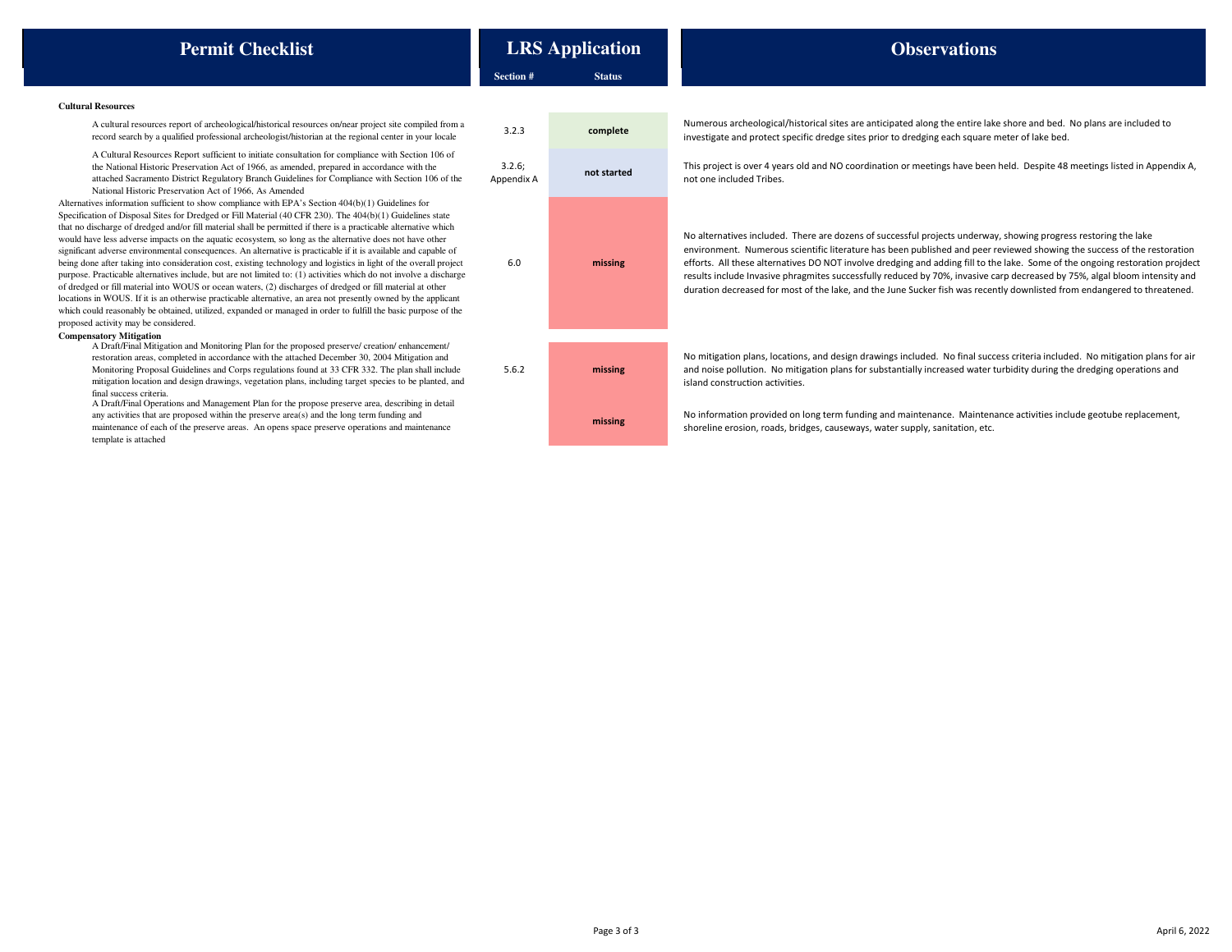| Permit Checklist | LRS Application Section # | LRS Application Status | Observations |
|---|---|---|---|
| **Cultural Resources** | | | |
| A cultural resources report of archeological/historical resources on/near project site compiled from a record search by a qualified professional archeologist/historian at the regional center in your locale | 3.2.3 | complete | Numerous archeological/historical sites are anticipated along the entire lake shore and bed. No plans are included to investigate and protect specific dredge sites prior to dredging each square meter of lake bed. |
| A Cultural Resources Report sufficient to initiate consultation for compliance with Section 106 of the National Historic Preservation Act of 1966, as amended, prepared in accordance with the attached Sacramento District Regulatory Branch Guidelines for Compliance with Section 106 of the National Historic Preservation Act of 1966, As Amended | 3.2.6; Appendix A | not started | This project is over 4 years old and NO coordination or meetings have been held. Despite 48 meetings listed in Appendix A, not one included Tribes. |
| Alternatives information sufficient to show compliance with EPA's Section 404(b)(1) Guidelines for Specification of Disposal Sites for Dredged or Fill Material (40 CFR 230). The 404(b)(1) Guidelines state that no discharge of dredged and/or fill material shall be permitted if there is a practicable alternative which would have less adverse impacts on the aquatic ecosystem, so long as the alternative does not have other significant adverse environmental consequences. An alternative is practicable if it is available and capable of being done after taking into consideration cost, existing technology and logistics in light of the overall project purpose. Practicable alternatives include, but are not limited to: (1) activities which do not involve a discharge of dredged or fill material into WOUS or ocean waters, (2) discharges of dredged or fill material at other locations in WOUS. If it is an otherwise practicable alternative, an area not presently owned by the applicant which could reasonably be obtained, utilized, expanded or managed in order to fulfill the basic purpose of the proposed activity may be considered. | 6.0 | missing | No alternatives included. There are dozens of successful projects underway, showing progress restoring the lake environment. Numerous scientific literature has been published and peer reviewed showing the success of the restoration efforts. All these alternatives DO NOT involve dredging and adding fill to the lake. Some of the ongoing restoration projdect results include Invasive phragmites successfully reduced by 70%, invasive carp decreased by 75%, algal bloom intensity and duration decreased for most of the lake, and the June Sucker fish was recently downlisted from endangered to threatened. |
| **Compensatory Mitigation** | | | |
| A Draft/Final Mitigation and Monitoring Plan for the proposed preserve/ creation/ enhancement/ restoration areas, completed in accordance with the attached December 30, 2004 Mitigation and Monitoring Proposal Guidelines and Corps regulations found at 33 CFR 332. The plan shall include mitigation location and design drawings, vegetation plans, including target species to be planted, and final success criteria. | 5.6.2 | missing | No mitigation plans, locations, and design drawings included. No final success criteria included. No mitigation plans for air and noise pollution. No mitigation plans for substantially increased water turbidity during the dredging operations and island construction activities. |
| A Draft/Final Operations and Management Plan for the propose preserve area, describing in detail any activities that are proposed within the preserve area(s) and the long term funding and maintenance of each of the preserve areas. An opens space preserve operations and maintenance template is attached | | missing | No information provided on long term funding and maintenance. Maintenance activities include geotube replacement, shoreline erosion, roads, bridges, causeways, water supply, sanitation, etc. |

April 6, 2022